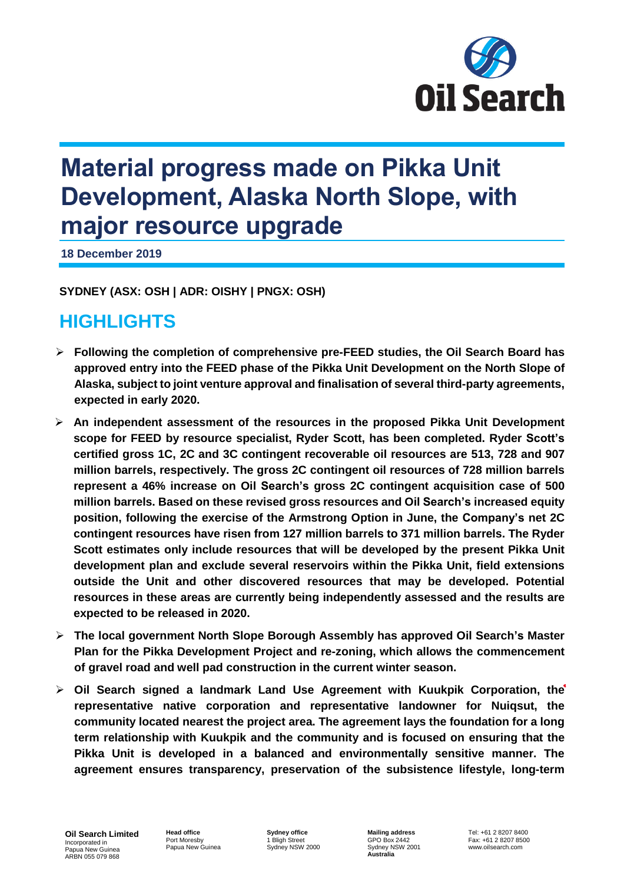# Material progress made on Pikka Unit Development, Alaska North Slope, with major resource upgrade

**18 December 2019**

**SYDNEY (ASX: OSH | ADR: OISHY | PNGX: OSH)**

## HIGHLIGHTS

- **Following the completion of comprehensive pre-FEED studies, the Oil Search Board has approved entry into the FEED phase of the Pikka Unit Development on the North Slope of Alaska, subject to joint venture approval and finalisation of several third-party agreements, expected in early 2020.**
- **An independent assessment of the resources in the proposed Pikka Unit Development scope for FEED by resource specialist, Ryder Scott, has been completed. Ryder Scott's certified gross 1C, 2C and 3C contingent recoverable oil resources are 513, 728 and 907 million barrels, respectively. The gross 2C contingent oil resources of 728 million barrels represent a 46% increase on Oil Search's gross 2C contingent acquisition case of 500 million barrels. Based on these revised gross resources and Oil Search's increased equity position, following the exercise of the Armstrong Option in June, the Company's net 2C contingent resources have risen from 127 million barrels to 371 million barrels. The Ryder Scott estimates only include resources that will be developed by the present Pikka Unit development plan and exclude several reservoirs within the Pikka Unit, field extensions outside the Unit and other discovered resources that may be developed. Potential resources in these areas are currently being independently assessed and the results are expected to be released in 2020.**
- **The local government North Slope Borough Assembly has approved Oil Search's Master Plan for the Pikka Development Project and re-zoning, which allows the commencement of gravel road and well pad construction in the current winter season.**
- **Oil Search signed a landmark Land Use Agreement with Kuukpik Corporation, the representative native corporation and representative landowner for Nuiqsut, the community located nearest the project area. The agreement lays the foundation for a long term relationship with Kuukpik and the community and is focused on ensuring that the Pikka Unit is developed in a balanced and environmentally sensitive manner. The agreement ensures transparency, preservation of the subsistence lifestyle, long-term**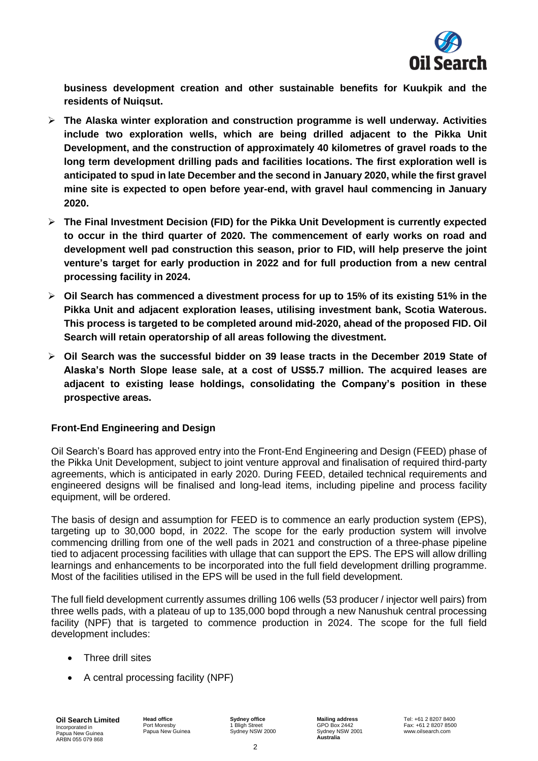**business development creation and other sustainable benefits for Kuukpik and the residents of Nuiqsut.**

- **The Alaska winter exploration and construction programme is well underway. Activities include two exploration wells, which are being drilled adjacent to the Pikka Unit Development, and the construction of approximately 40 kilometres of gravel roads to the long term development drilling pads and facilities locations. The first exploration well is anticipated to spud in late December and the second in January 2020, while the first gravel mine site is expected to open before year-end, with gravel haul commencing in January 2020.**
- **The Final Investment Decision (FID) for the Pikka Unit Development is currently expected to occur in the third quarter of 2020. The commencement of early works on road and development well pad construction this season, prior to FID, will help preserve the joint venture's target for early production in 2022 and for full production from a new central processing facility in 2024.**
- **Oil Search has commenced a divestment process for up to 15% of its existing 51% in the Pikka Unit and adjacent exploration leases, utilising investment bank, Scotia Waterous. This process is targeted to be completed around mid-2020, ahead of the proposed FID. Oil Search will retain operatorship of all areas following the divestment.**
- **Oil Search was the successful bidder on 39 lease tracts in the December 2019 State of Alaska's North Slope lease sale, at a cost of US$5.7 million. The acquired leases are adjacent to existing lease holdings, consolidating the Company's position in these prospective areas.**

## Front-End Engineering and Design

Oil Search's Board has approved entry into the Front-End Engineering and Design (FEED) phase of the Pikka Unit Development, subject to joint venture approval and finalisation of required third-party agreements, which is anticipated in early 2020. During FEED, detailed technical requirements and engineered designs will be finalised and long-lead items, including pipeline and process facility equipment, will be ordered.

The basis of design and assumption for FEED is to commence an early production system (EPS), targeting up to 30,000 bopd, in 2022. The scope for the early production system will involve commencing drilling from one of the well pads in 2021 and construction of a three-phase pipeline tied to adjacent processing facilities with ullage that can support the EPS. The EPS will allow drilling learnings and enhancements to be incorporated into the full field development drilling programme. Most of the facilities utilised in the EPS will be used in the full field development.

The full field development currently assumes drilling 106 wells (53 producer / injector well pairs) from three wells pads, with a plateau of up to 135,000 bopd through a new Nanushuk central processing facility (NPF) that is targeted to commence production in 2024. The scope for the full field development includes:

- Three drill sites
- A central processing facility (NPF)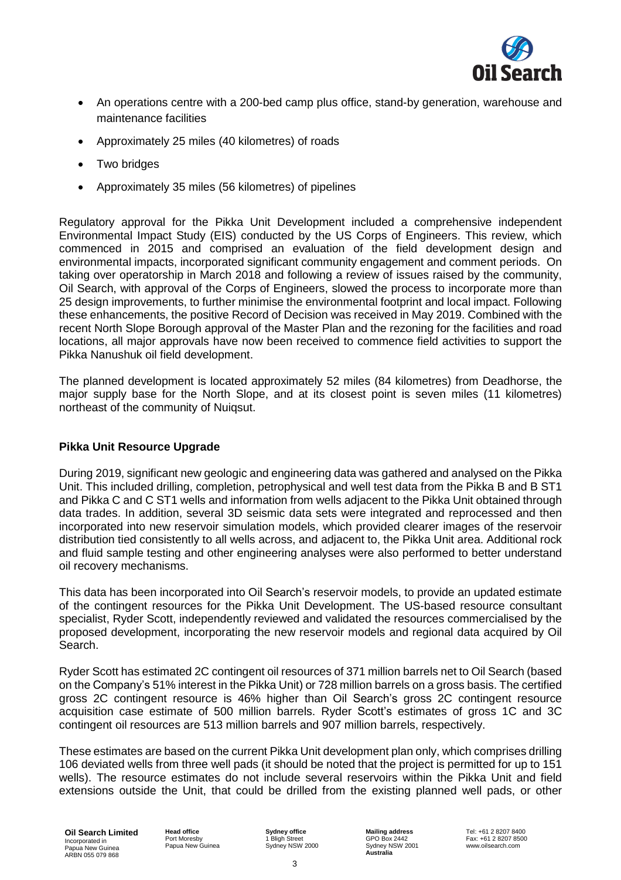- An operations centre with a 200-bed camp plus office, stand-by generation, warehouse and maintenance facilities
- Approximately 25 miles (40 kilometres) of roads
- Two bridges
- Approximately 35 miles (56 kilometres) of pipelines

Regulatory approval for the Pikka Unit Development included a comprehensive independent Environmental Impact Study (EIS) conducted by the US Corps of Engineers. This review, which commenced in 2015 and comprised an evaluation of the field development design and environmental impacts, incorporated significant community engagement and comment periods. On taking over operatorship in March 2018 and following a review of issues raised by the community, Oil Search, with approval of the Corps of Engineers, slowed the process to incorporate more than 25 design improvements, to further minimise the environmental footprint and local impact. Following these enhancements, the positive Record of Decision was received in May 2019. Combined with the recent North Slope Borough approval of the Master Plan and the rezoning for the facilities and road locations, all major approvals have now been received to commence field activities to support the Pikka Nanushuk oil field development.

The planned development is located approximately 52 miles (84 kilometres) from Deadhorse, the major supply base for the North Slope, and at its closest point is seven miles (11 kilometres) northeast of the community of Nuiqsut.

**Pikka Unit Resource Upgrade**

During 2019, significant new geologic and engineering data was gathered and analysed on the Pikka Unit. This included drilling, completion, petrophysical and well test data from the Pikka B and B ST1 and Pikka C and C ST1 wells and information from wells adjacent to the Pikka Unit obtained through data trades. In addition, several 3D seismic data sets were integrated and reprocessed and then incorporated into new reservoir simulation models, which provided clearer images of the reservoir distribution tied consistently to all wells across, and adjacent to, the Pikka Unit area. Additional rock and fluid sample testing and other engineering analyses were also performed to better understand oil recovery mechanisms.

This data has been incorporated into Oil Search's reservoir models, to provide an updated estimate of the contingent resources for the Pikka Unit Development. The US-based resource consultant specialist, Ryder Scott, independently reviewed and validated the resources commercialised by the proposed development, incorporating the new reservoir models and regional data acquired by Oil Search.

Ryder Scott has estimated 2C contingent oil resources of 371 million barrels net to Oil Search (based on the Company's 51% interest in the Pikka Unit) or 728 million barrels on a gross basis. The certified gross 2C contingent resource is 46% higher than Oil Search's gross 2C contingent resource acquisition case estimate of 500 million barrels. Ryder Scott's estimates of gross 1C and 3C contingent oil resources are 513 million barrels and 907 million barrels, respectively.

These estimates are based on the current Pikka Unit development plan only, which comprises drilling 106 deviated wells from three well pads (it should be noted that the project is permitted for up to 151 wells). The resource estimates do not include several reservoirs within the Pikka Unit and field extensions outside the Unit, that could be drilled from the existing planned well pads, or other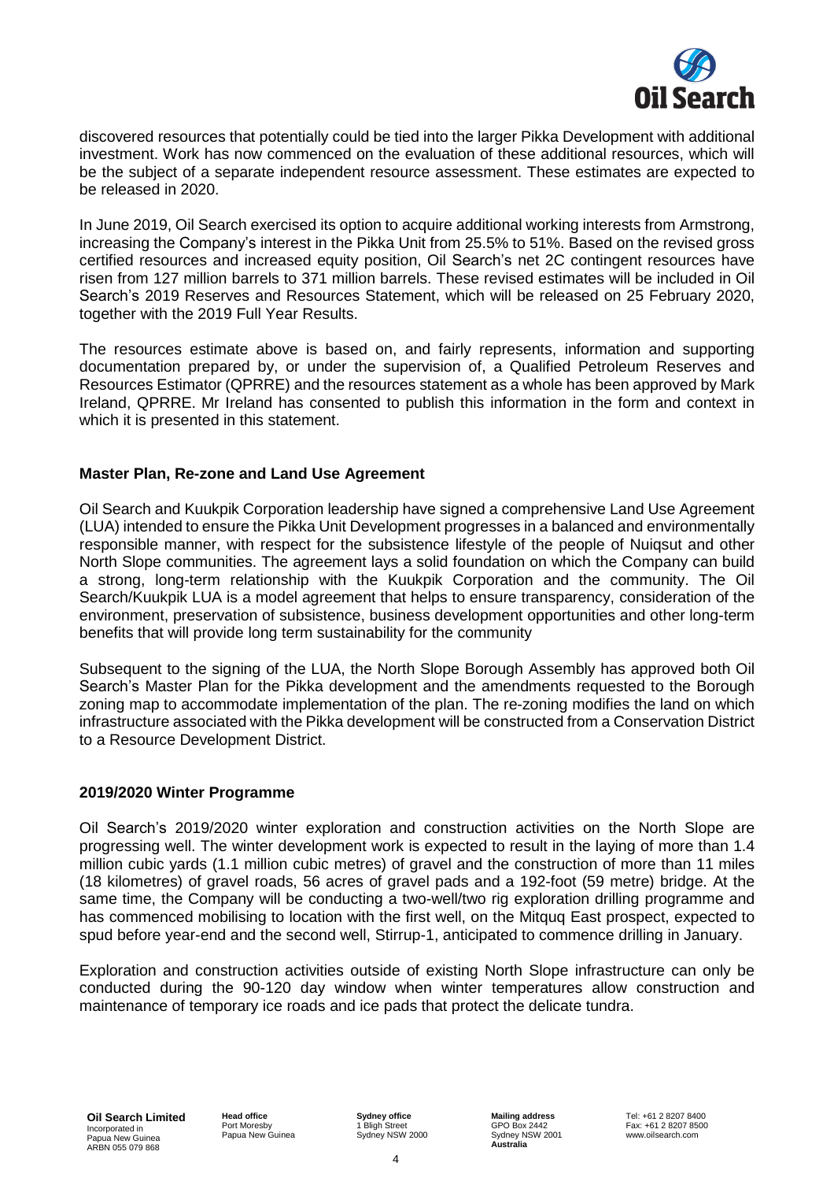discovered resources that potentially could be tied into the larger Pikka Development with additional investment. Work has now commenced on the evaluation of these additional resources, which will be the subject of a separate independent resource assessment. These estimates are expected to be released in 2020.

In June 2019, Oil Search exercised its option to acquire additional working interests from Armstrong, increasing the Company's interest in the Pikka Unit from 25.5% to 51%. Based on the revised gross certified resources and increased equity position, Oil Search's net 2C contingent resources have risen from 127 million barrels to 371 million barrels. These revised estimates will be included in Oil Search's 2019 Reserves and Resources Statement, which will be released on 25 February 2020, together with the 2019 Full Year Results.

The resources estimate above is based on, and fairly represents, information and supporting documentation prepared by, or under the supervision of, a Qualified Petroleum Reserves and Resources Estimator (QPRRE) and the resources statement as a whole has been approved by Mark Ireland, QPRRE. Mr Ireland has consented to publish this information in the form and context in which it is presented in this statement.

**Master Plan, Re-zone and Land Use Agreement**

Oil Search and Kuukpik Corporation leadership have signed a comprehensive Land Use Agreement (LUA) intended to ensure the Pikka Unit Development progresses in a balanced and environmentally responsible manner, with respect for the subsistence lifestyle of the people of Nuiqsut and other North Slope communities. The agreement lays a solid foundation on which the Company can build a strong, long-term relationship with the Kuukpik Corporation and the community. The Oil Search/Kuukpik LUA is a model agreement that helps to ensure transparency, consideration of the environment, preservation of subsistence, business development opportunities and other long-term benefits that will provide long term sustainability for the community

Subsequent to the signing of the LUA, the North Slope Borough Assembly has approved both Oil Search's Master Plan for the Pikka development and the amendments requested to the Borough zoning map to accommodate implementation of the plan. The re-zoning modifies the land on which infrastructure associated with the Pikka development will be constructed from a Conservation District to a Resource Development District.

**2019/2020 Winter Programme**

Oil Search's 2019/2020 winter exploration and construction activities on the North Slope are progressing well. The winter development work is expected to result in the laying of more than 1.4 million cubic yards (1.1 million cubic metres) of gravel and the construction of more than 11 miles (18 kilometres) of gravel roads, 56 acres of gravel pads and a 192-foot (59 metre) bridge. At the same time, the Company will be conducting a two-well/two rig exploration drilling programme and has commenced mobilising to location with the first well, on the Mitquq East prospect, expected to spud before year-end and the second well, Stirrup-1, anticipated to commence drilling in January.

Exploration and construction activities outside of existing North Slope infrastructure can only be conducted during the 90-120 day window when winter temperatures allow construction and maintenance of temporary ice roads and ice pads that protect the delicate tundra.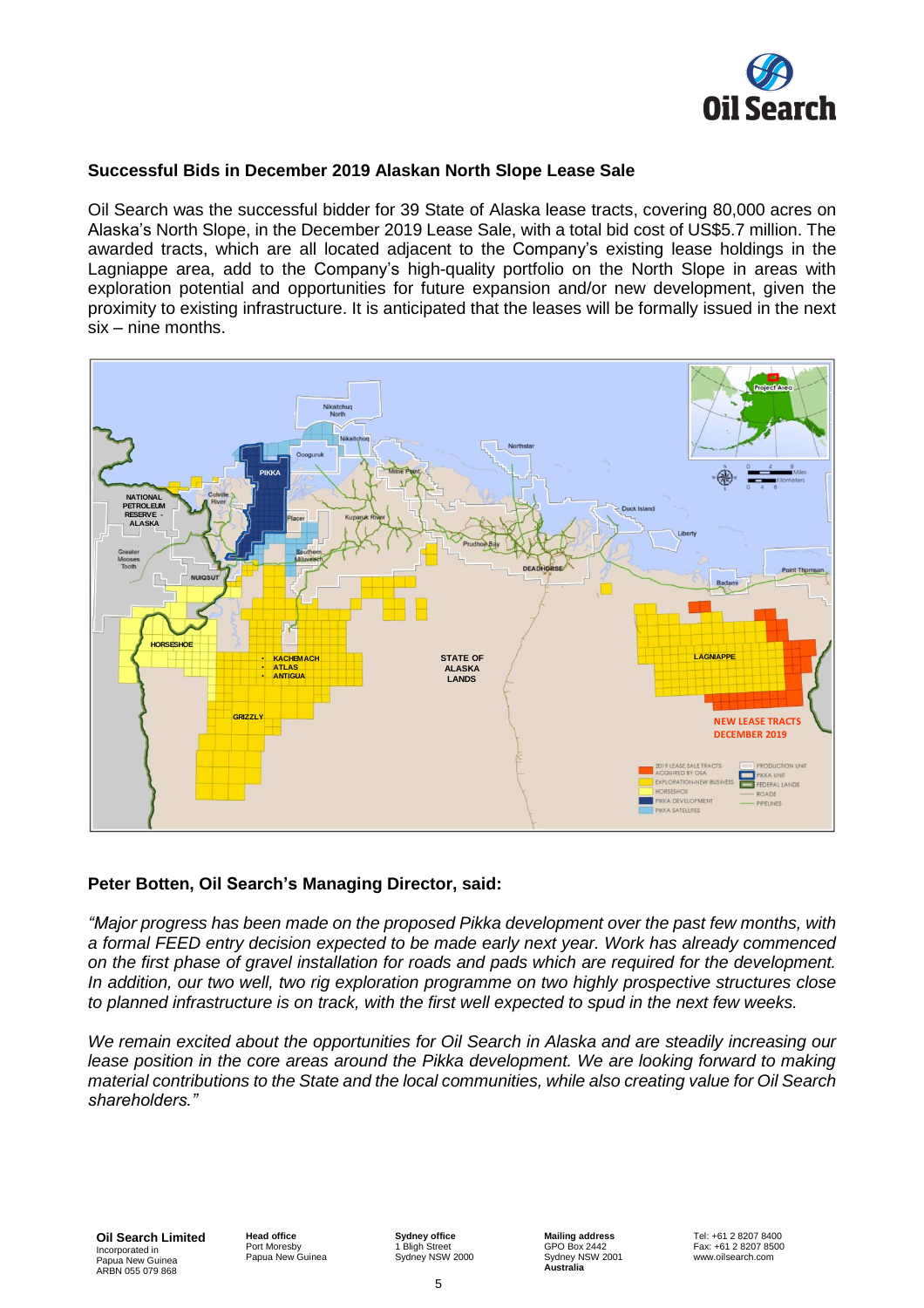### Successful Bids in December 2019 Alaskan North Slope Lease Sale

Oil Search was the successful bidder for 39 State of Alaska lease tracts, covering 80,000 acres on Alaska's North Slope, in the December 2019 Lease Sale, with a total bid cost of US$5.7 million. The awarded tracts, which are all located adjacent to the Company's existing lease holdings in the Lagniappe area, add to the Company's high-quality portfolio on the North Slope in areas with exploration potential and opportunities for future expansion and/or new development, given the proximity to existing infrastructure. It is anticipated that the leases will be formally issued in the next six – nine months.

### Peter Botten, Oil Search's Managing Director, said:

*"Major progress has been made on the proposed Pikka development over the past few months, with a formal FEED entry decision expected to be made early next year. Work has already commenced on the first phase of gravel installation for roads and pads which are required for the development. In addition, our two well, two rig exploration programme on two highly prospective structures close to planned infrastructure is on track, with the first well expected to spud in the next few weeks.*

*We remain excited about the opportunities for Oil Search in Alaska and are steadily increasing our lease position in the core areas around the Pikka development. We are looking forward to making material contributions to the State and the local communities, while also creating value for Oil Search shareholders."*

**Oil Search Limited**
Incorporated in
Papua New Guinea
ARBN 055 079 868

**Head office**
Port Moresby
Papua New Guinea

**Sydney office**
1 Bligh Street
Sydney NSW 2000

**Mailing address**
GPO Box 2442
Sydney NSW 2001
**Australia**

Tel: +61 2 8207 8400
Fax: +61 2 8207 8500
www.oilsearch.com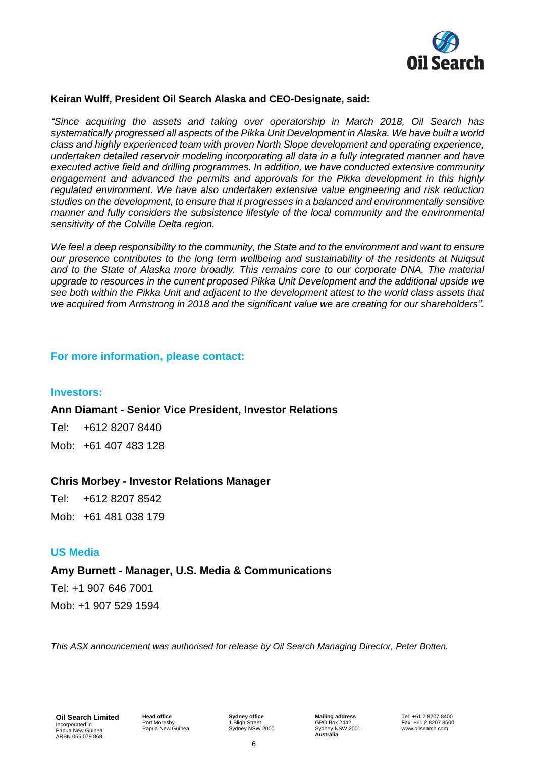**Keiran Wulff, President Oil Search Alaska and CEO-Designate, said:**

*"Since acquiring the assets and taking over operatorship in March 2018, Oil Search has systematically progressed all aspects of the Pikka Unit Development in Alaska. We have built a world class and highly experienced team with proven North Slope development and operating experience, undertaken detailed reservoir modeling incorporating all data in a fully integrated manner and have executed active field and drilling programmes. In addition, we have conducted extensive community engagement and advanced the permits and approvals for the Pikka development in this highly regulated environment. We have also undertaken extensive value engineering and risk reduction studies on the development, to ensure that it progresses in a balanced and environmentally sensitive manner and fully considers the subsistence lifestyle of the local community and the environmental sensitivity of the Colville Delta region.*

*We feel a deep responsibility to the community, the State and to the environment and want to ensure our presence contributes to the long term wellbeing and sustainability of the residents at Nuiqsut and to the State of Alaska more broadly. This remains core to our corporate DNA. The material upgrade to resources in the current proposed Pikka Unit Development and the additional upside we see both within the Pikka Unit and adjacent to the development attest to the world class assets that we acquired from Armstrong in 2018 and the significant value we are creating for our shareholders".*

## For more information, please contact:

### Investors:

**Ann Diamant - Senior Vice President, Investor Relations**

Tel: +612 8207 8440

Mob: +61 407 483 128

**Chris Morbey - Investor Relations Manager**

Tel: +612 8207 8542

Mob: +61 481 038 179

### US Media

**Amy Burnett - Manager, U.S. Media & Communications**

Tel: +1 907 646 7001

Mob: +1 907 529 1594

*This ASX announcement was authorised for release by Oil Search Managing Director, Peter Botten.*